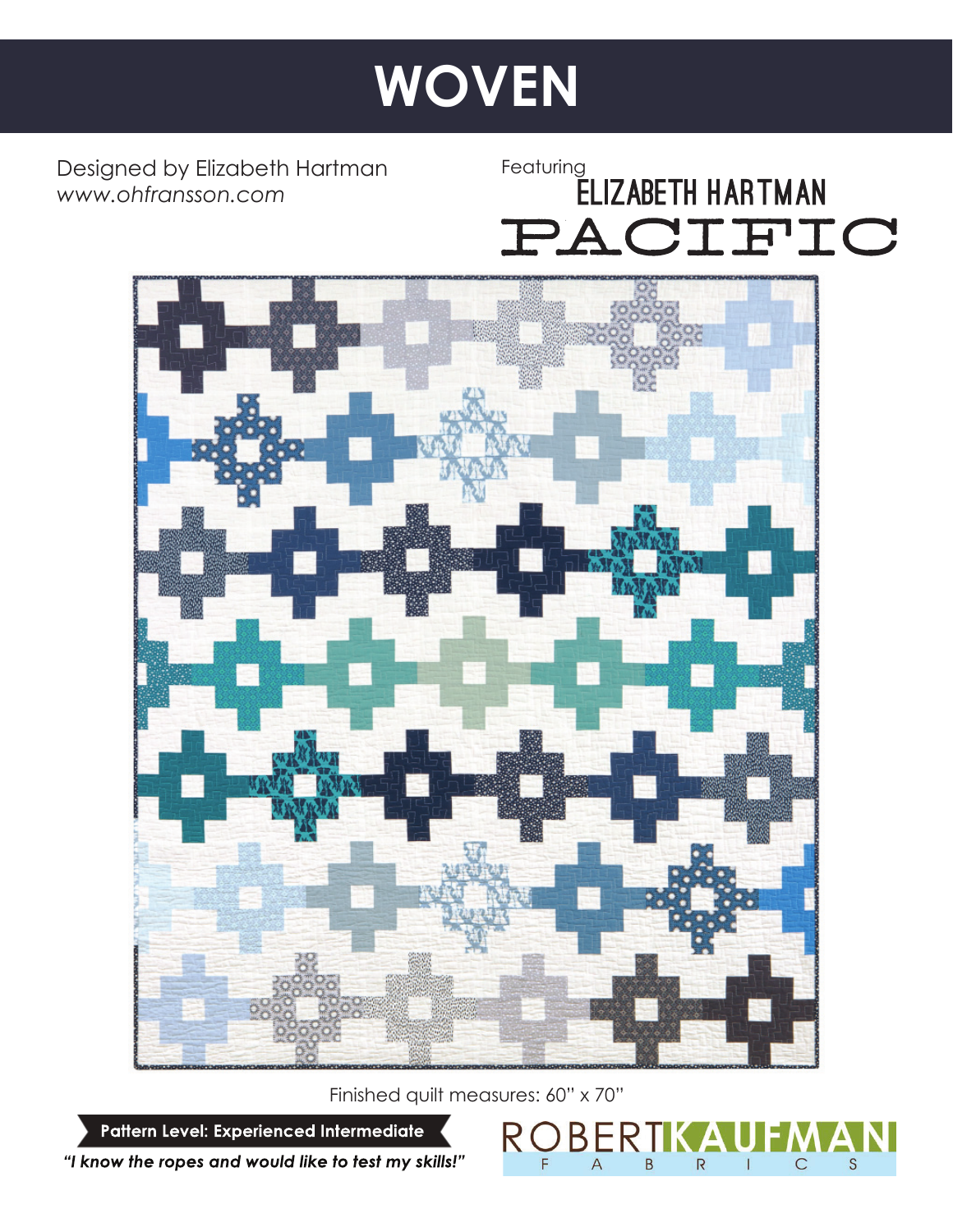# WOVEN

Designed by Elizabeth Hartman
*www.ohfransson.com*

Featuring
ELIZABETH HARTMAN
PACIFIC

Finished quilt measures: 60" x 70"

**Pattern Level: Experienced Intermediate**

***"I know the ropes and would like to test my skills!"***

ROBERT KAUFMAN
F A B R I C S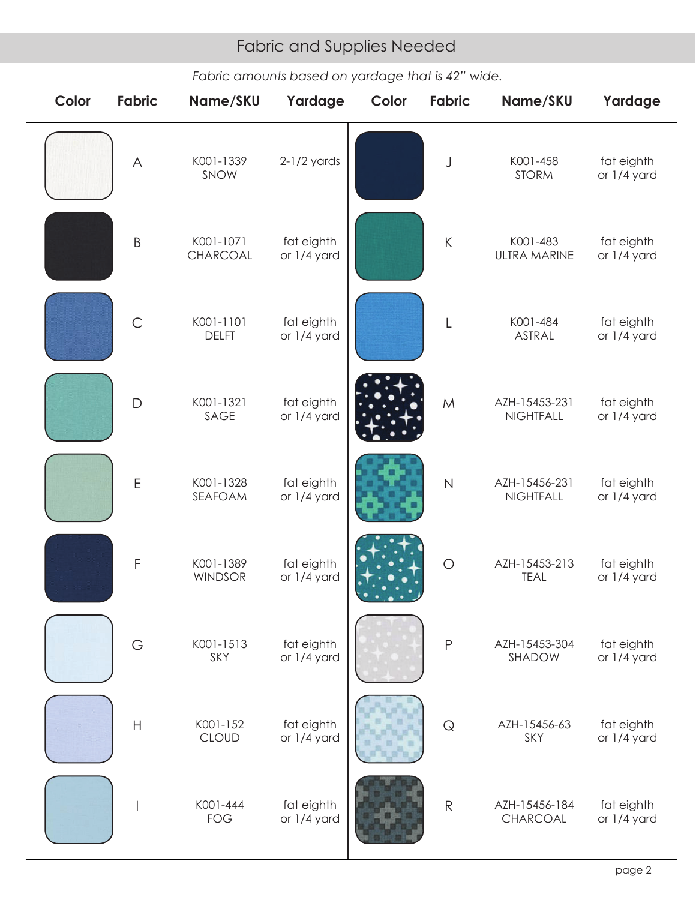## Fabric and Supplies Needed

*Fabric amounts based on yardage that is 42" wide.*

| Color | Fabric | Name/SKU | Yardage | Color | Fabric | Name/SKU | Yardage |
|---|---|---|---|---|---|---|---|
| | A | K001-1339 SNOW | 2-1/2 yards | | J | K001-458 STORM | fat eighth or 1/4 yard |
| | B | K001-1071 CHARCOAL | fat eighth or 1/4 yard | | K | K001-483 ULTRA MARINE | fat eighth or 1/4 yard |
| | C | K001-1101 DELFT | fat eighth or 1/4 yard | | L | K001-484 ASTRAL | fat eighth or 1/4 yard |
| | D | K001-1321 SAGE | fat eighth or 1/4 yard | | M | AZH-15453-231 NIGHTFALL | fat eighth or 1/4 yard |
| | E | K001-1328 SEAFOAM | fat eighth or 1/4 yard | | N | AZH-15456-231 NIGHTFALL | fat eighth or 1/4 yard |
| | F | K001-1389 WINDSOR | fat eighth or 1/4 yard | | O | AZH-15453-213 TEAL | fat eighth or 1/4 yard |
| | G | K001-1513 SKY | fat eighth or 1/4 yard | | P | AZH-15453-304 SHADOW | fat eighth or 1/4 yard |
| | H | K001-152 CLOUD | fat eighth or 1/4 yard | | Q | AZH-15456-63 SKY | fat eighth or 1/4 yard |
| | I | K001-444 FOG | fat eighth or 1/4 yard | | R | AZH-15456-184 CHARCOAL | fat eighth or 1/4 yard |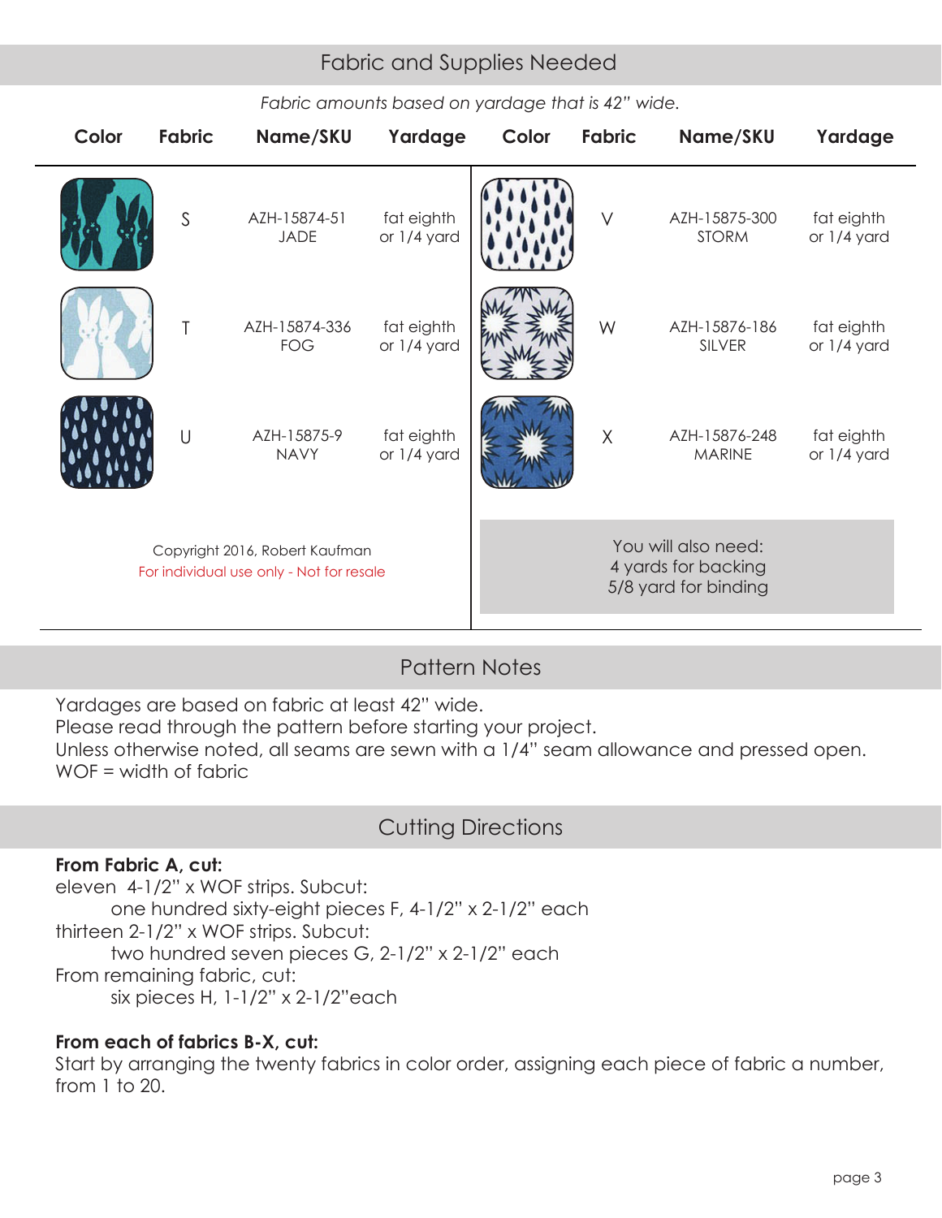## Fabric and Supplies Needed

*Fabric amounts based on yardage that is 42" wide.*

| Color | Fabric | Name/SKU | Yardage | Color | Fabric | Name/SKU | Yardage |
|---|---|---|---|---|---|---|---|
| | S | AZH-15874-51 JADE | fat eighth or 1/4 yard | | V | AZH-15875-300 STORM | fat eighth or 1/4 yard |
| | T | AZH-15874-336 FOG | fat eighth or 1/4 yard | | W | AZH-15876-186 SILVER | fat eighth or 1/4 yard |
| | U | AZH-15875-9 NAVY | fat eighth or 1/4 yard | | X | AZH-15876-248 MARINE | fat eighth or 1/4 yard |

Copyright 2016, Robert Kaufman
For individual use only - Not for resale

You will also need:
4 yards for backing
5/8 yard for binding

## Pattern Notes

Yardages are based on fabric at least 42" wide.
Please read through the pattern before starting your project.
Unless otherwise noted, all seams are sewn with a 1/4" seam allowance and pressed open.
WOF = width of fabric

## Cutting Directions

**From Fabric A, cut:**

eleven 4-1/2" x WOF strips. Subcut:
- one hundred sixty-eight pieces F, 4-1/2" x 2-1/2" each

thirteen 2-1/2" x WOF strips. Subcut:
- two hundred seven pieces G, 2-1/2" x 2-1/2" each

From remaining fabric, cut:
- six pieces H, 1-1/2" x 2-1/2"each

**From each of fabrics B-X, cut:**

Start by arranging the twenty fabrics in color order, assigning each piece of fabric a number, from 1 to 20.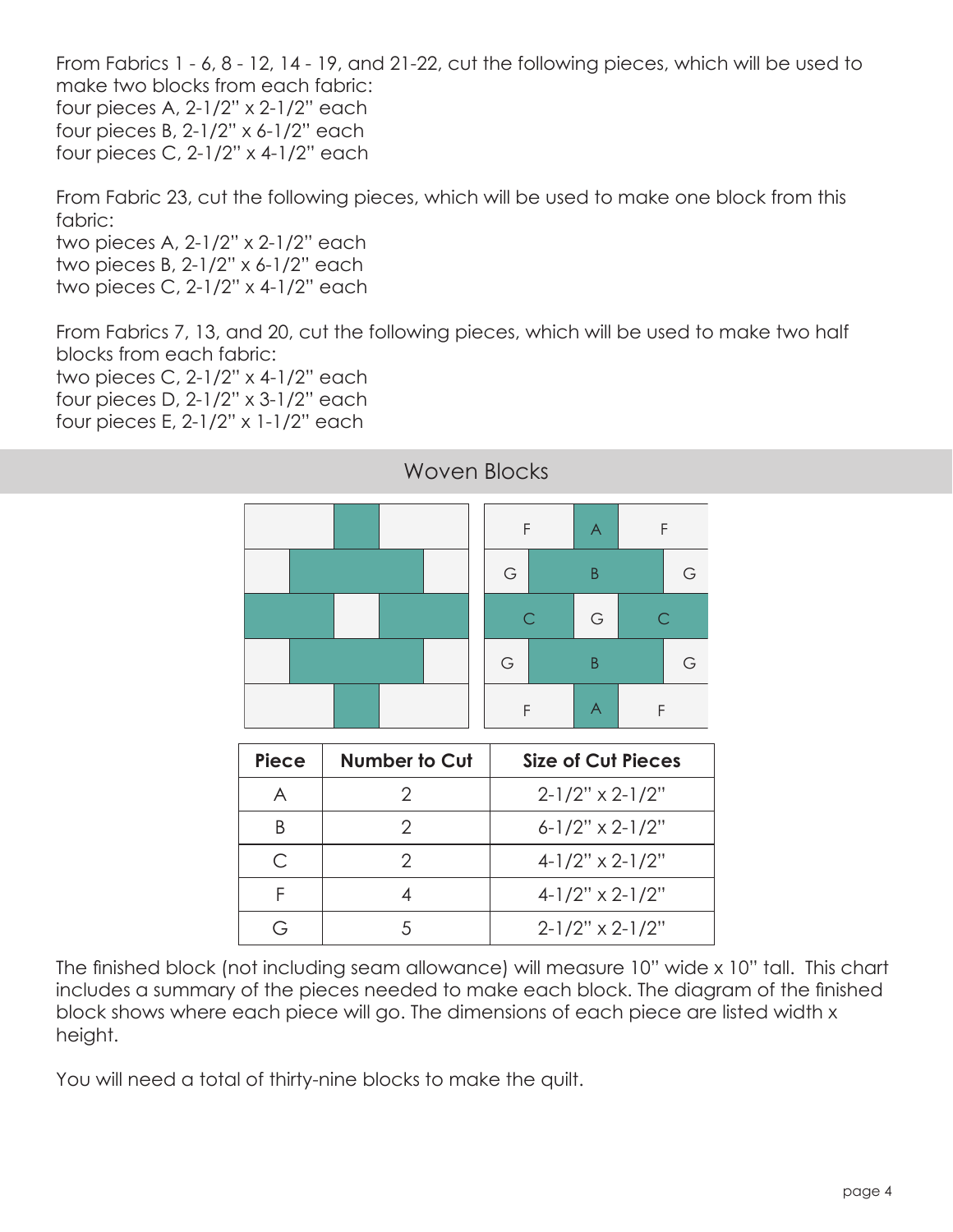From Fabrics 1 - 6, 8 - 12, 14 - 19, and 21-22, cut the following pieces, which will be used to make two blocks from each fabric:
four pieces A, 2-1/2" x 2-1/2" each
four pieces B, 2-1/2" x 6-1/2" each
four pieces C, 2-1/2" x 4-1/2" each

From Fabric 23, cut the following pieces, which will be used to make one block from this fabric:
two pieces A, 2-1/2" x 2-1/2" each
two pieces B, 2-1/2" x 6-1/2" each
two pieces C, 2-1/2" x 4-1/2" each

From Fabrics 7, 13, and 20, cut the following pieces, which will be used to make two half blocks from each fabric:
two pieces C, 2-1/2" x 4-1/2" each
four pieces D, 2-1/2" x 3-1/2" each
four pieces E, 2-1/2" x 1-1/2" each

## Woven Blocks

| Piece | Number to Cut | Size of Cut Pieces |
|---|---|---|
| A | 2 | 2-1/2" x 2-1/2" |
| B | 2 | 6-1/2" x 2-1/2" |
| C | 2 | 4-1/2" x 2-1/2" |
| F | 4 | 4-1/2" x 2-1/2" |
| G | 5 | 2-1/2" x 2-1/2" |

The finished block (not including seam allowance) will measure 10" wide x 10" tall. This chart includes a summary of the pieces needed to make each block. The diagram of the finished block shows where each piece will go. The dimensions of each piece are listed width x height.

You will need a total of thirty-nine blocks to make the quilt.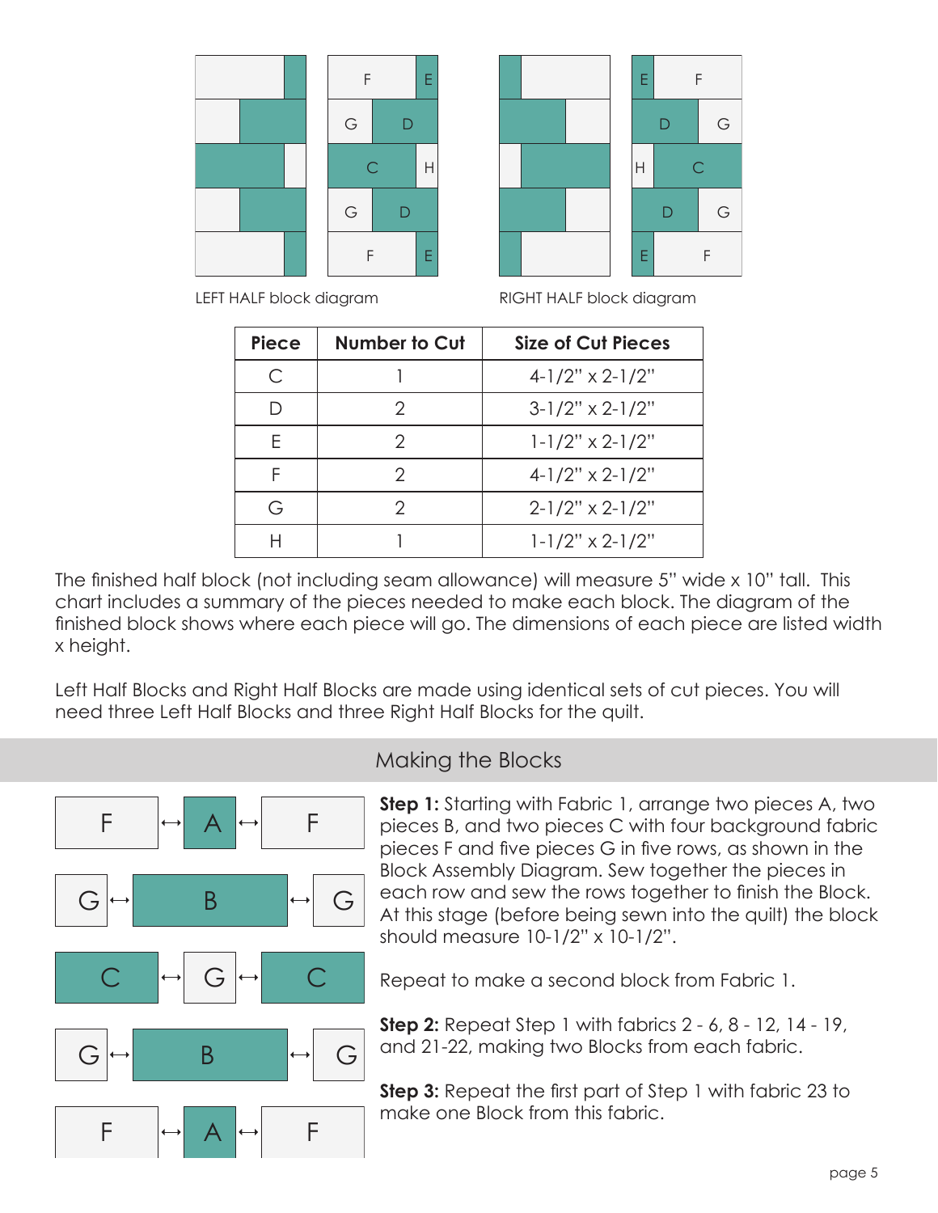LEFT HALF block diagram

RIGHT HALF block diagram

| Piece | Number to Cut | Size of Cut Pieces |
|---|---|---|
| C | 1 | 4-1/2" x 2-1/2" |
| D | 2 | 3-1/2" x 2-1/2" |
| E | 2 | 1-1/2" x 2-1/2" |
| F | 2 | 4-1/2" x 2-1/2" |
| G | 2 | 2-1/2" x 2-1/2" |
| H | 1 | 1-1/2" x 2-1/2" |

The finished half block (not including seam allowance) will measure 5" wide x 10" tall. This chart includes a summary of the pieces needed to make each block. The diagram of the finished block shows where each piece will go. The dimensions of each piece are listed width x height.

Left Half Blocks and Right Half Blocks are made using identical sets of cut pieces. You will need three Left Half Blocks and three Right Half Blocks for the quilt.

## Making the Blocks

**Step 1:** Starting with Fabric 1, arrange two pieces A, two pieces B, and two pieces C with four background fabric pieces F and five pieces G in five rows, as shown in the Block Assembly Diagram. Sew together the pieces in each row and sew the rows together to finish the Block. At this stage (before being sewn into the quilt) the block should measure 10-1/2" x 10-1/2".

Repeat to make a second block from Fabric 1.

**Step 2:** Repeat Step 1 with fabrics 2 - 6, 8 - 12, 14 - 19, and 21-22, making two Blocks from each fabric.

**Step 3:** Repeat the first part of Step 1 with fabric 23 to make one Block from this fabric.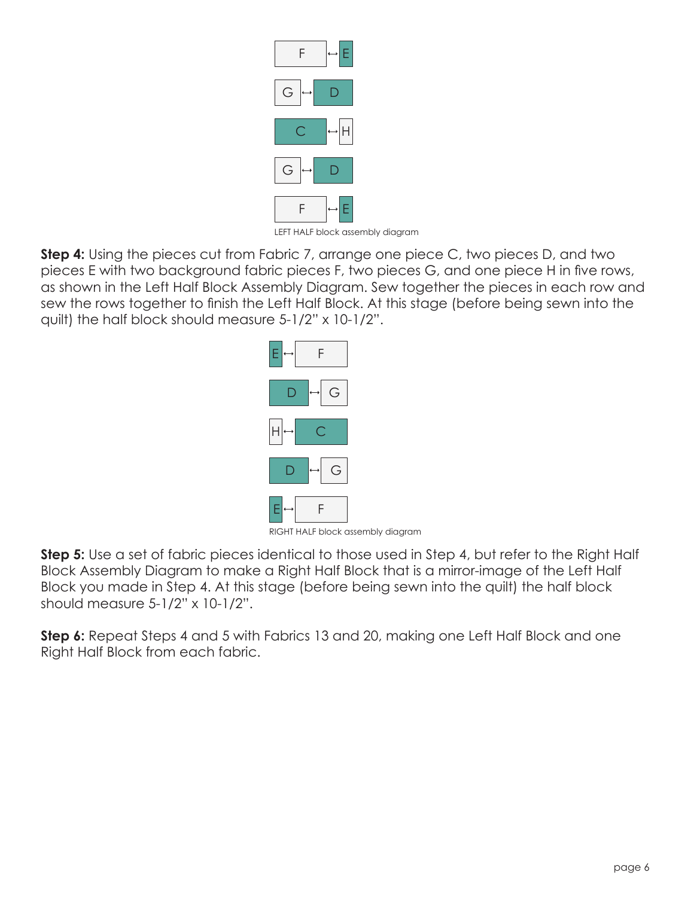LEFT HALF block assembly diagram

**Step 4:** Using the pieces cut from Fabric 7, arrange one piece C, two pieces D, and two pieces E with two background fabric pieces F, two pieces G, and one piece H in five rows, as shown in the Left Half Block Assembly Diagram. Sew together the pieces in each row and sew the rows together to finish the Left Half Block. At this stage (before being sewn into the quilt) the half block should measure 5-1/2" x 10-1/2".

RIGHT HALF block assembly diagram

**Step 5:** Use a set of fabric pieces identical to those used in Step 4, but refer to the Right Half Block Assembly Diagram to make a Right Half Block that is a mirror-image of the Left Half Block you made in Step 4. At this stage (before being sewn into the quilt) the half block should measure 5-1/2" x 10-1/2".

**Step 6:** Repeat Steps 4 and 5 with Fabrics 13 and 20, making one Left Half Block and one Right Half Block from each fabric.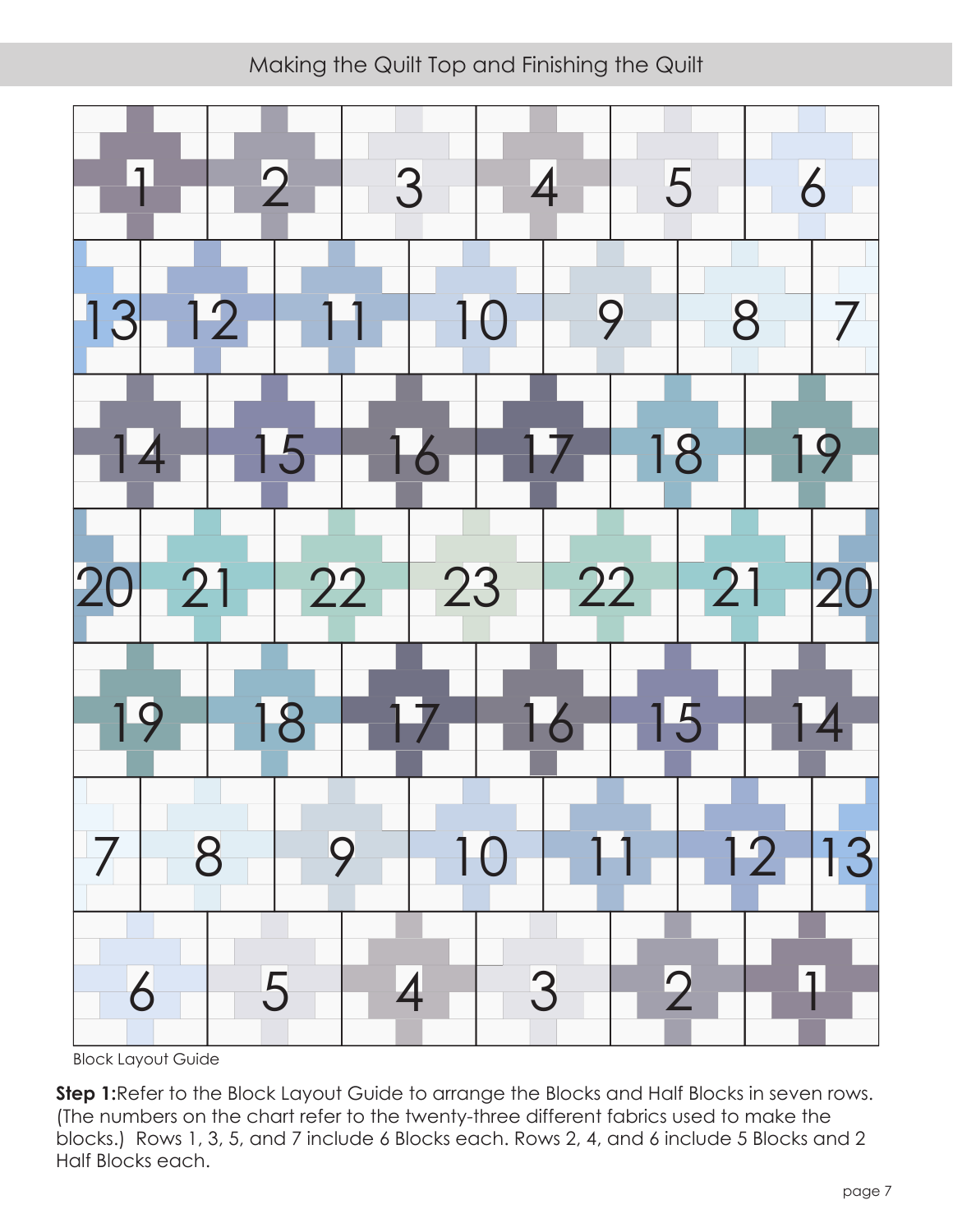# Making the Quilt Top and Finishing the Quilt

| | | | | | | |
|---|---|---|---|---|---|---|
| 1 | 2 | 3 | 4 | 5 | 6 | |
| 13 | 12 | 11 | 10 | 9 | 8 | 7 |
| 14 | 15 | 16 | 17 | 18 | 19 | |
| 20 | 21 | 22 | 23 | 22 | 21 | 20 |
| 19 | 18 | 17 | 16 | 15 | 14 | |
| 7 | 8 | 9 | 10 | 11 | 12 | 13 |
| 6 | 5 | 4 | 3 | 2 | 1 | |

Block Layout Guide

**Step 1:** Refer to the Block Layout Guide to arrange the Blocks and Half Blocks in seven rows. (The numbers on the chart refer to the twenty-three different fabrics used to make the blocks.) Rows 1, 3, 5, and 7 include 6 Blocks each. Rows 2, 4, and 6 include 5 Blocks and 2 Half Blocks each.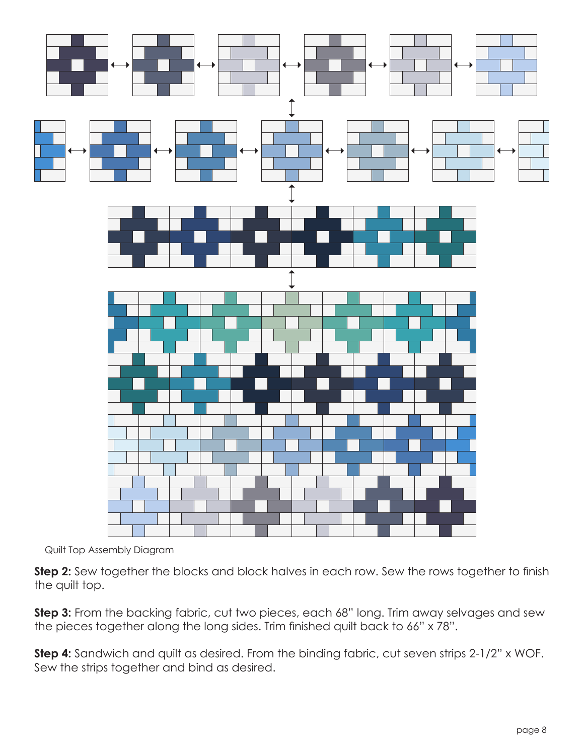Quilt Top Assembly Diagram

**Step 2:** Sew together the blocks and block halves in each row. Sew the rows together to finish the quilt top.

**Step 3:** From the backing fabric, cut two pieces, each 68" long. Trim away selvages and sew the pieces together along the long sides. Trim finished quilt back to 66" x 78".

**Step 4:** Sandwich and quilt as desired. From the binding fabric, cut seven strips 2-1/2" x WOF. Sew the strips together and bind as desired.